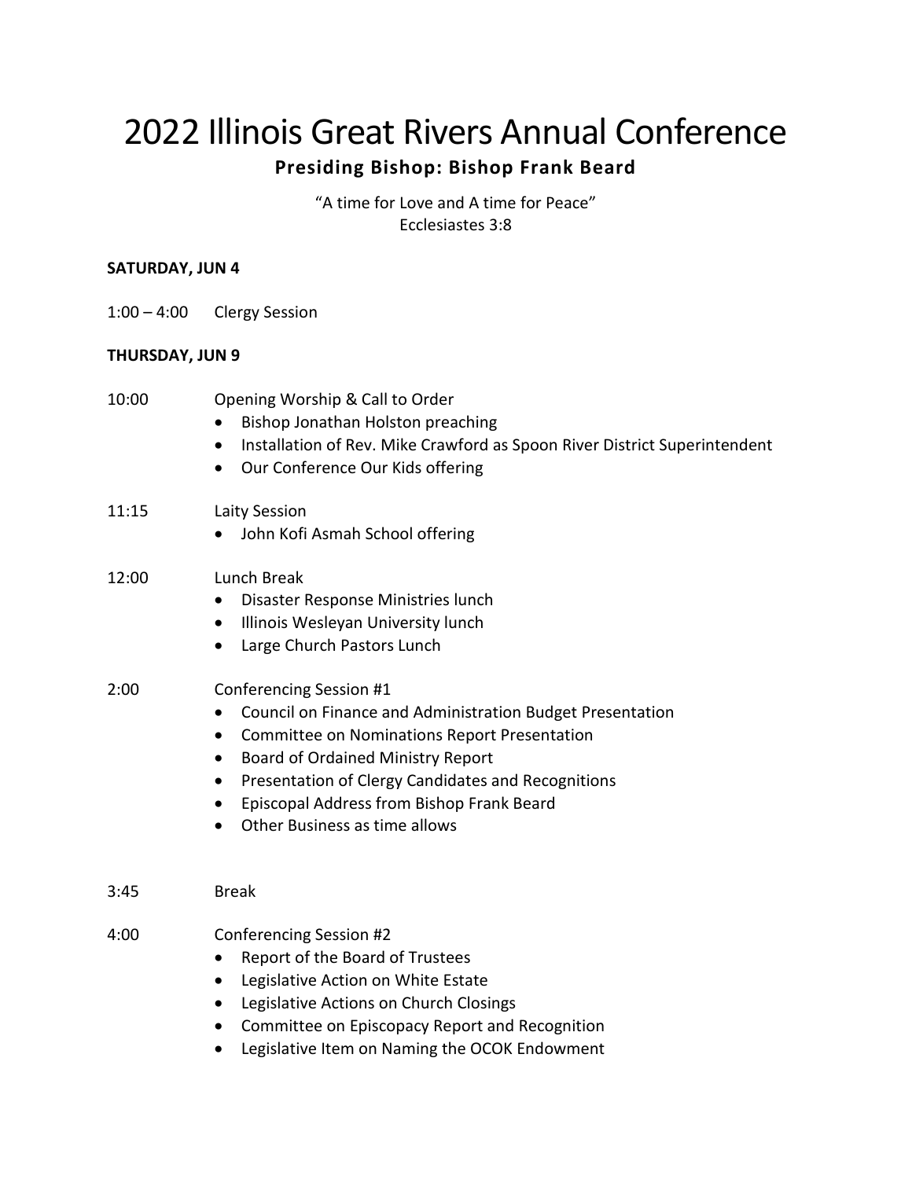# 2022 Illinois Great Rivers Annual Conference

**Presiding Bishop: Bishop Frank Beard**

"A time for Love and A time for Peace"
Ecclesiastes 3:8

**SATURDAY, JUN 4**

1:00 – 4:00 Clergy Session

**THURSDAY, JUN 9**

10:00 Opening Worship & Call to Order

- Bishop Jonathan Holston preaching
- Installation of Rev. Mike Crawford as Spoon River District Superintendent
- Our Conference Our Kids offering

11:15 Laity Session

- John Kofi Asmah School offering

12:00 Lunch Break

- Disaster Response Ministries lunch
- Illinois Wesleyan University lunch
- Large Church Pastors Lunch

2:00 Conferencing Session #1

- Council on Finance and Administration Budget Presentation
- Committee on Nominations Report Presentation
- Board of Ordained Ministry Report
- Presentation of Clergy Candidates and Recognitions
- Episcopal Address from Bishop Frank Beard
- Other Business as time allows

3:45 Break

4:00 Conferencing Session #2

- Report of the Board of Trustees
- Legislative Action on White Estate
- Legislative Actions on Church Closings
- Committee on Episcopacy Report and Recognition
- Legislative Item on Naming the OCOK Endowment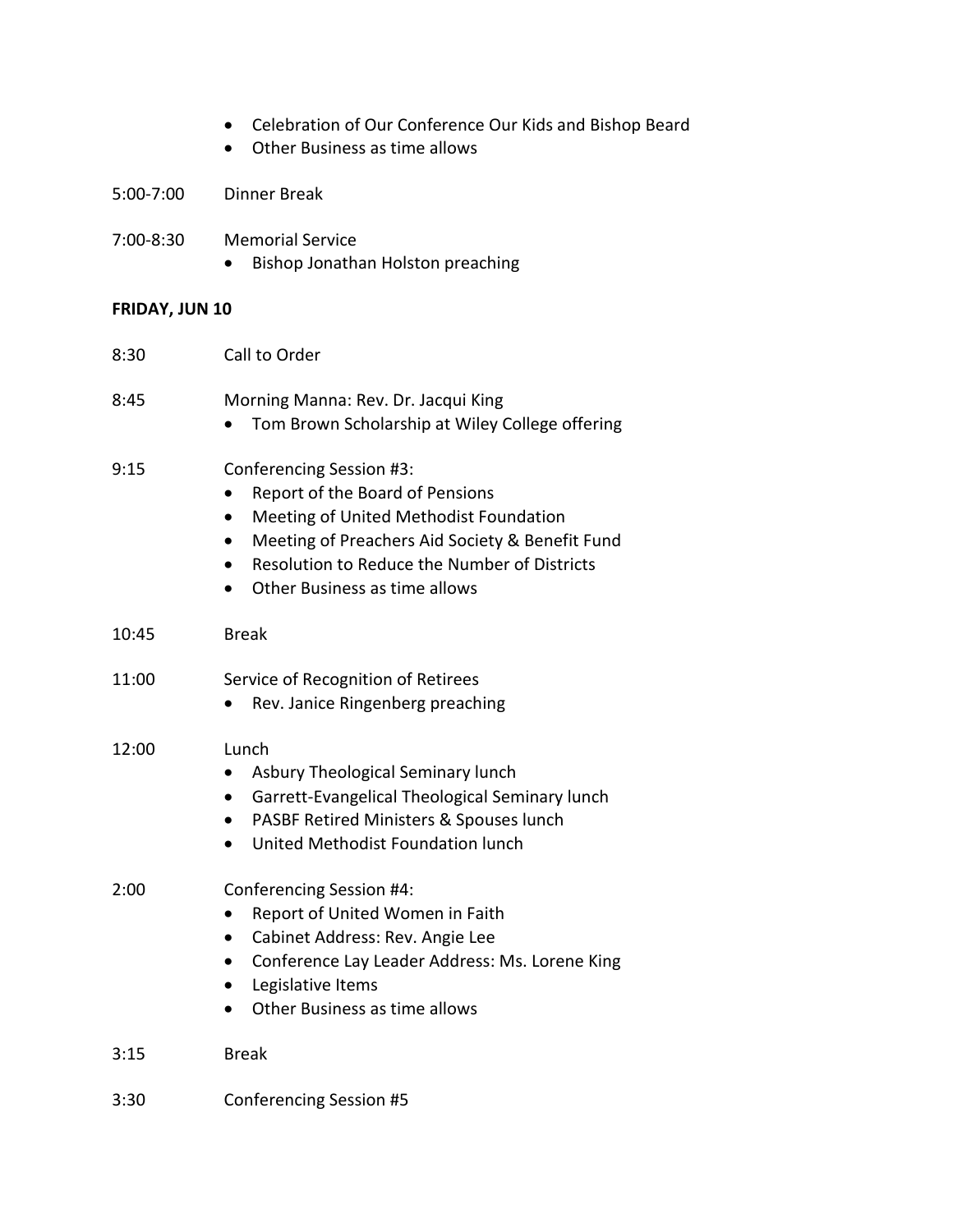- Celebration of Our Conference Our Kids and Bishop Beard
- Other Business as time allows

5:00-7:00 Dinner Break

7:00-8:30 Memorial Service

- Bishop Jonathan Holston preaching

**FRIDAY, JUN 10**

8:30 Call to Order

8:45 Morning Manna: Rev. Dr. Jacqui King

- Tom Brown Scholarship at Wiley College offering

9:15 Conferencing Session #3:

- Report of the Board of Pensions
- Meeting of United Methodist Foundation
- Meeting of Preachers Aid Society & Benefit Fund
- Resolution to Reduce the Number of Districts
- Other Business as time allows

10:45 Break

11:00 Service of Recognition of Retirees

- Rev. Janice Ringenberg preaching

12:00 Lunch

- Asbury Theological Seminary lunch
- Garrett-Evangelical Theological Seminary lunch
- PASBF Retired Ministers & Spouses lunch
- United Methodist Foundation lunch

2:00 Conferencing Session #4:

- Report of United Women in Faith
- Cabinet Address: Rev. Angie Lee
- Conference Lay Leader Address: Ms. Lorene King
- Legislative Items
- Other Business as time allows

3:15 Break

3:30 Conferencing Session #5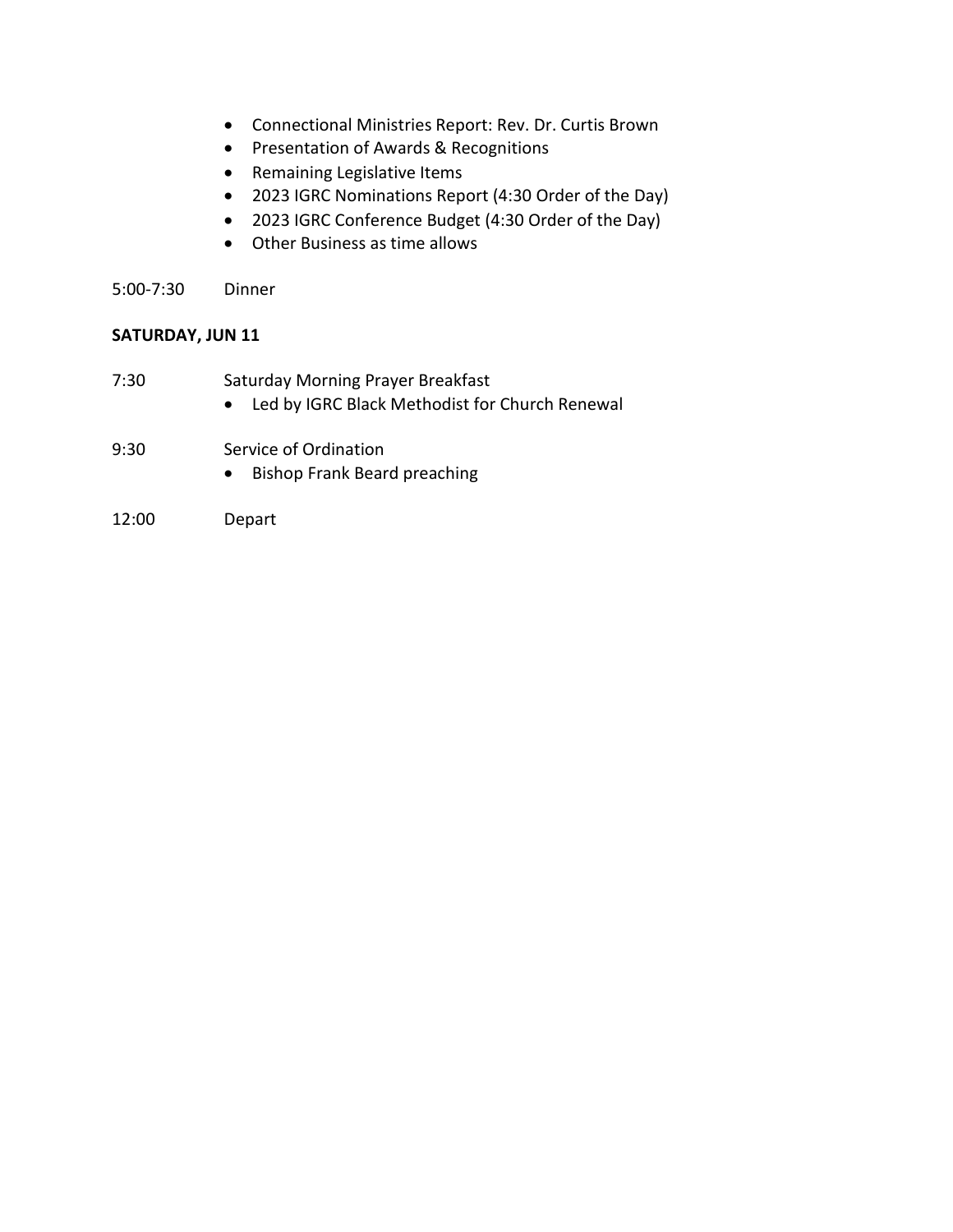- Connectional Ministries Report: Rev. Dr. Curtis Brown
- Presentation of Awards & Recognitions
- Remaining Legislative Items
- 2023 IGRC Nominations Report (4:30 Order of the Day)
- 2023 IGRC Conference Budget (4:30 Order of the Day)
- Other Business as time allows

5:00-7:30 Dinner

**SATURDAY, JUN 11**

7:30 Saturday Morning Prayer Breakfast

- Led by IGRC Black Methodist for Church Renewal

9:30 Service of Ordination

- Bishop Frank Beard preaching

12:00 Depart